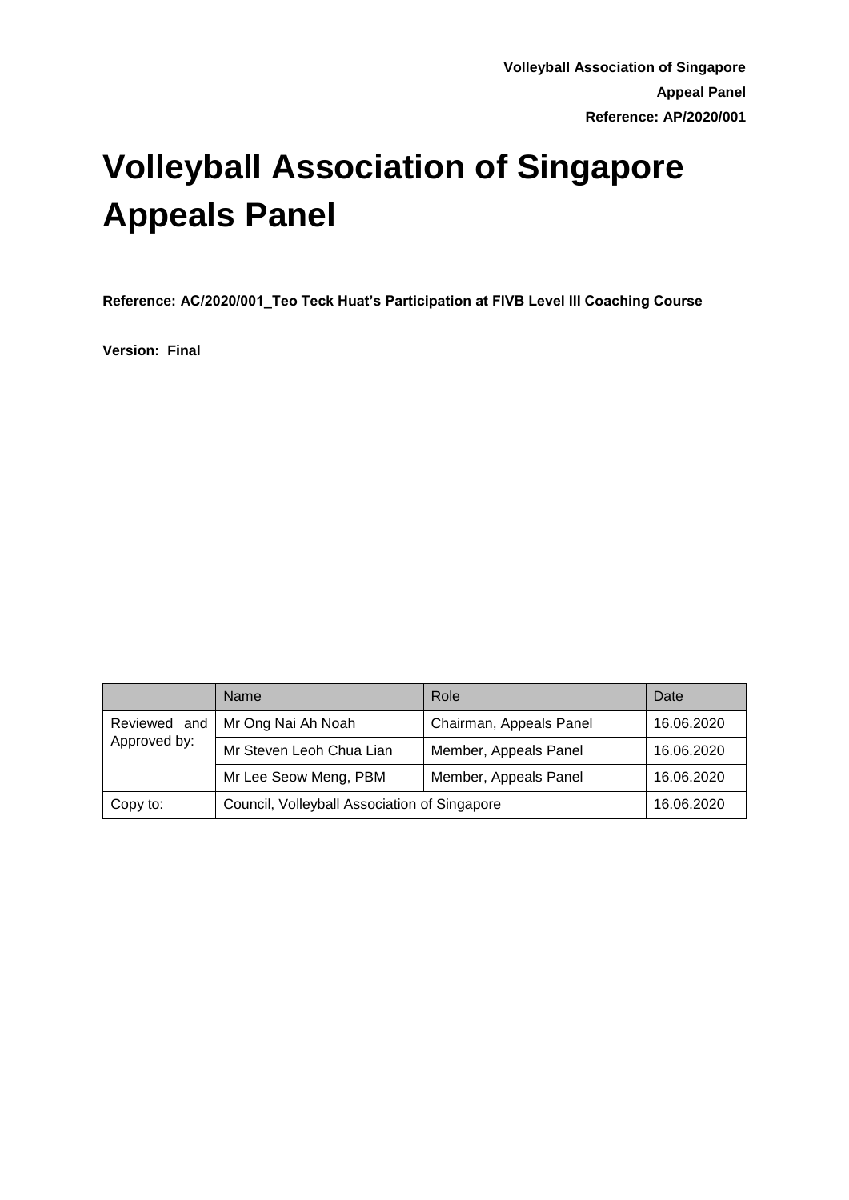**Volleyball Association of Singapore**
**Appeal Panel**
**Reference: AP/2020/001**

# Volleyball Association of Singapore Appeals Panel

**Reference: AC/2020/001_Teo Teck Huat's Participation at FIVB Level III Coaching Course**

**Version: Final**

| | Name | Role | Date |
|---|---|---|---|
| Reviewed and Approved by: | Mr Ong Nai Ah Noah | Chairman, Appeals Panel | 16.06.2020 |
| | Mr Steven Leoh Chua Lian | Member, Appeals Panel | 16.06.2020 |
| | Mr Lee Seow Meng, PBM | Member, Appeals Panel | 16.06.2020 |
| Copy to: | Council, Volleyball Association of Singapore | | 16.06.2020 |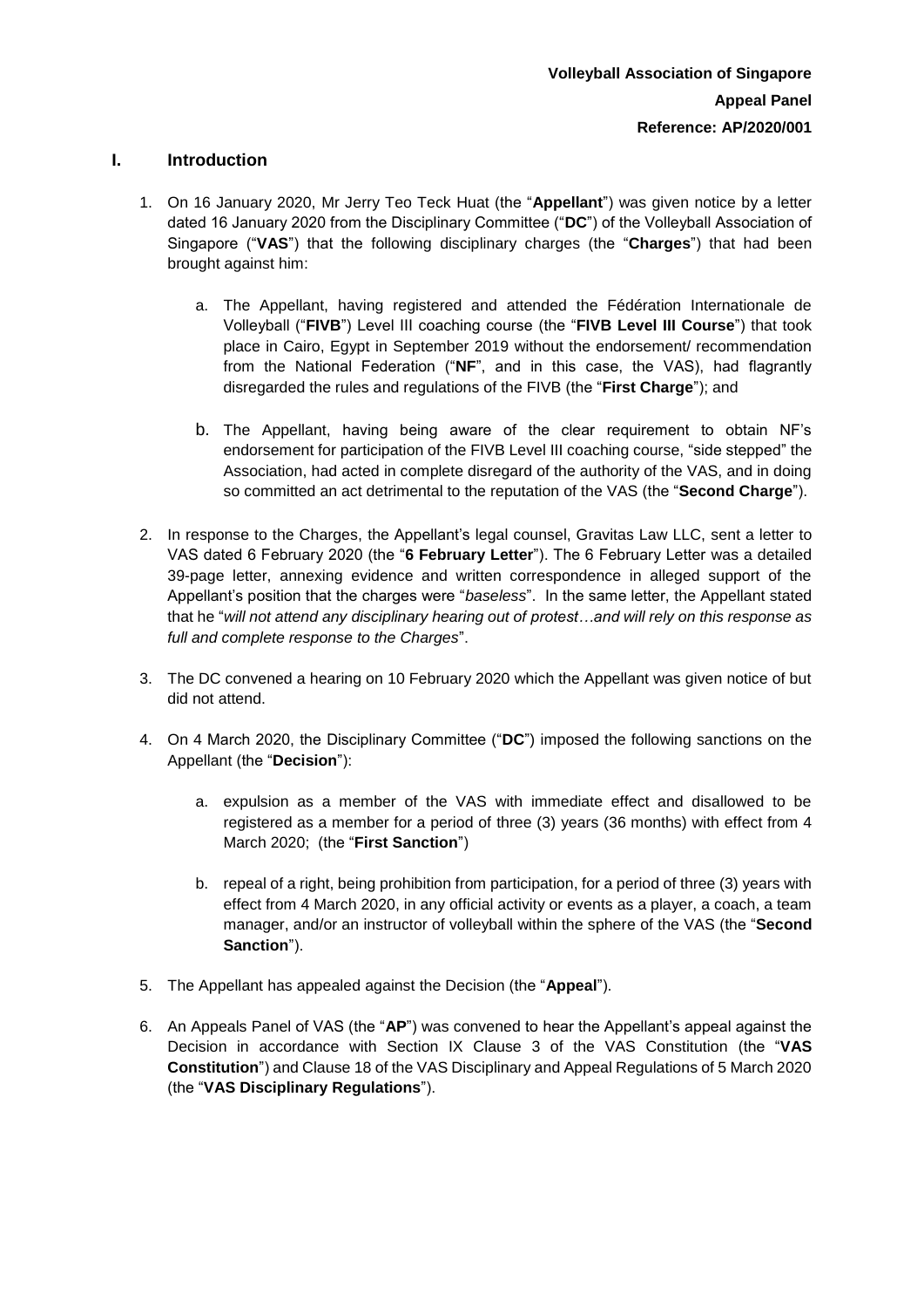**Volleyball Association of Singapore**

**Appeal Panel**

**Reference: AP/2020/001**

## I. Introduction

1. On 16 January 2020, Mr Jerry Teo Teck Huat (the "**Appellant**") was given notice by a letter dated 16 January 2020 from the Disciplinary Committee ("**DC**") of the Volleyball Association of Singapore ("**VAS**") that the following disciplinary charges (the "**Charges**") that had been brought against him:

    a. The Appellant, having registered and attended the Fédération Internationale de Volleyball ("**FIVB**") Level III coaching course (the "**FIVB Level III Course**") that took place in Cairo, Egypt in September 2019 without the endorsement/ recommendation from the National Federation ("**NF**", and in this case, the VAS), had flagrantly disregarded the rules and regulations of the FIVB (the "**First Charge**"); and

    b. The Appellant, having being aware of the clear requirement to obtain NF's endorsement for participation of the FIVB Level III coaching course, "side stepped" the Association, had acted in complete disregard of the authority of the VAS, and in doing so committed an act detrimental to the reputation of the VAS (the "**Second Charge**").

2. In response to the Charges, the Appellant's legal counsel, Gravitas Law LLC, sent a letter to VAS dated 6 February 2020 (the "**6 February Letter**"). The 6 February Letter was a detailed 39-page letter, annexing evidence and written correspondence in alleged support of the Appellant's position that the charges were "*baseless*". In the same letter, the Appellant stated that he "*will not attend any disciplinary hearing out of protest…and will rely on this response as full and complete response to the Charges*".

3. The DC convened a hearing on 10 February 2020 which the Appellant was given notice of but did not attend.

4. On 4 March 2020, the Disciplinary Committee ("**DC**") imposed the following sanctions on the Appellant (the "**Decision**"):

    a. expulsion as a member of the VAS with immediate effect and disallowed to be registered as a member for a period of three (3) years (36 months) with effect from 4 March 2020; (the "**First Sanction**")

    b. repeal of a right, being prohibition from participation, for a period of three (3) years with effect from 4 March 2020, in any official activity or events as a player, a coach, a team manager, and/or an instructor of volleyball within the sphere of the VAS (the "**Second Sanction**").

5. The Appellant has appealed against the Decision (the "**Appeal**").

6. An Appeals Panel of VAS (the "**AP**") was convened to hear the Appellant's appeal against the Decision in accordance with Section IX Clause 3 of the VAS Constitution (the "**VAS Constitution**") and Clause 18 of the VAS Disciplinary and Appeal Regulations of 5 March 2020 (the "**VAS Disciplinary Regulations**").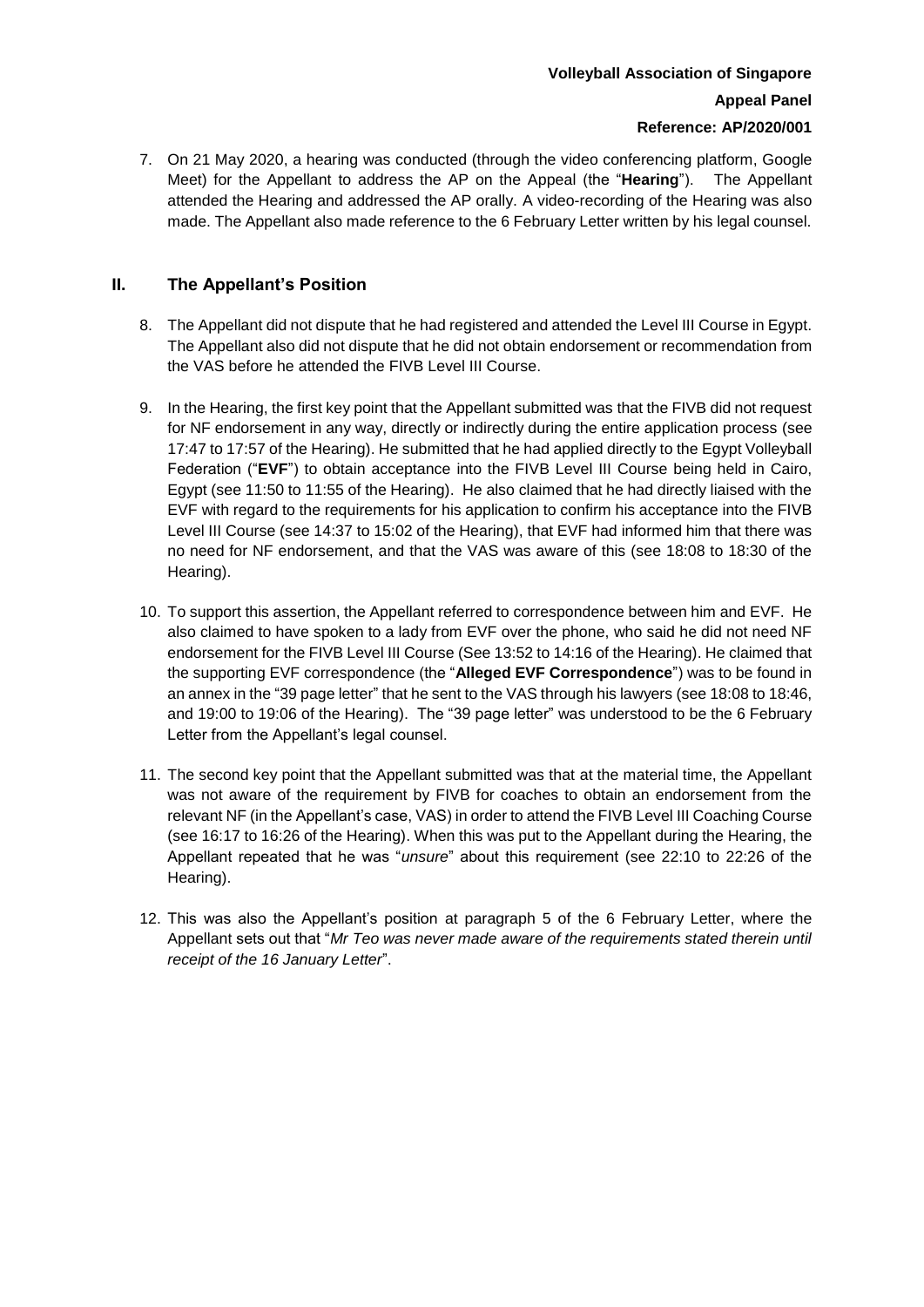7. On 21 May 2020, a hearing was conducted (through the video conferencing platform, Google Meet) for the Appellant to address the AP on the Appeal (the "**Hearing**"). The Appellant attended the Hearing and addressed the AP orally. A video-recording of the Hearing was also made. The Appellant also made reference to the 6 February Letter written by his legal counsel.

## II. The Appellant's Position

8. The Appellant did not dispute that he had registered and attended the Level III Course in Egypt. The Appellant also did not dispute that he did not obtain endorsement or recommendation from the VAS before he attended the FIVB Level III Course.

9. In the Hearing, the first key point that the Appellant submitted was that the FIVB did not request for NF endorsement in any way, directly or indirectly during the entire application process (see 17:47 to 17:57 of the Hearing). He submitted that he had applied directly to the Egypt Volleyball Federation ("**EVF**") to obtain acceptance into the FIVB Level III Course being held in Cairo, Egypt (see 11:50 to 11:55 of the Hearing). He also claimed that he had directly liaised with the EVF with regard to the requirements for his application to confirm his acceptance into the FIVB Level III Course (see 14:37 to 15:02 of the Hearing), that EVF had informed him that there was no need for NF endorsement, and that the VAS was aware of this (see 18:08 to 18:30 of the Hearing).

10. To support this assertion, the Appellant referred to correspondence between him and EVF. He also claimed to have spoken to a lady from EVF over the phone, who said he did not need NF endorsement for the FIVB Level III Course (See 13:52 to 14:16 of the Hearing). He claimed that the supporting EVF correspondence (the "**Alleged EVF Correspondence**") was to be found in an annex in the "39 page letter" that he sent to the VAS through his lawyers (see 18:08 to 18:46, and 19:00 to 19:06 of the Hearing). The "39 page letter" was understood to be the 6 February Letter from the Appellant's legal counsel.

11. The second key point that the Appellant submitted was that at the material time, the Appellant was not aware of the requirement by FIVB for coaches to obtain an endorsement from the relevant NF (in the Appellant's case, VAS) in order to attend the FIVB Level III Coaching Course (see 16:17 to 16:26 of the Hearing). When this was put to the Appellant during the Hearing, the Appellant repeated that he was "*unsure*" about this requirement (see 22:10 to 22:26 of the Hearing).

12. This was also the Appellant's position at paragraph 5 of the 6 February Letter, where the Appellant sets out that "*Mr Teo was never made aware of the requirements stated therein until receipt of the 16 January Letter*".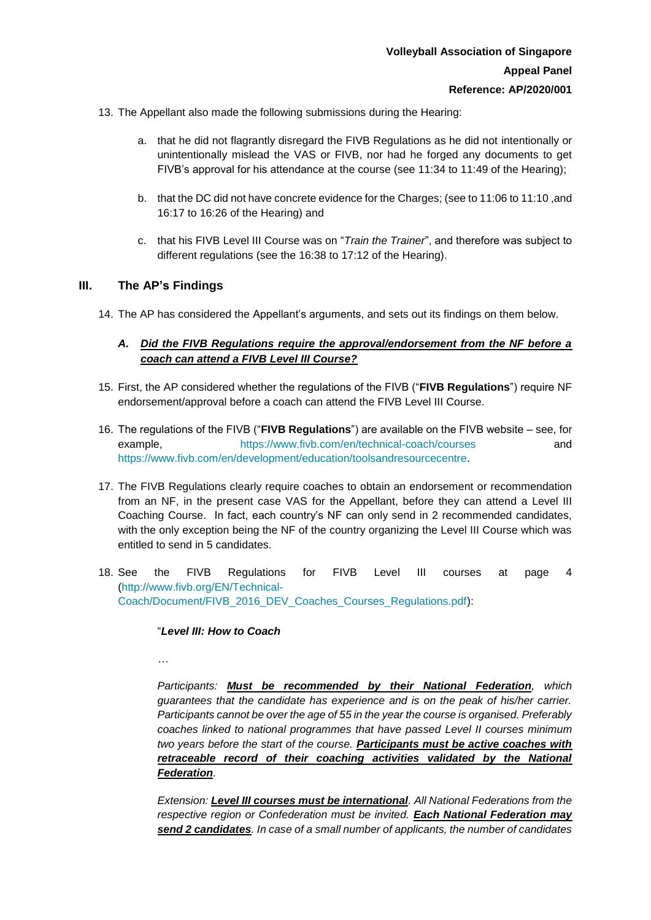13. The Appellant also made the following submissions during the Hearing:

    a. that he did not flagrantly disregard the FIVB Regulations as he did not intentionally or unintentionally mislead the VAS or FIVB, nor had he forged any documents to get FIVB's approval for his attendance at the course (see 11:34 to 11:49 of the Hearing);

    b. that the DC did not have concrete evidence for the Charges; (see to 11:06 to 11:10 ,and 16:17 to 16:26 of the Hearing) and

    c. that his FIVB Level III Course was on "*Train the Trainer*", and therefore was subject to different regulations (see the 16:38 to 17:12 of the Hearing).

## III. The AP's Findings

14. The AP has considered the Appellant's arguments, and sets out its findings on them below.

### *A. Did the FIVB Regulations require the approval/endorsement from the NF before a coach can attend a FIVB Level III Course?*

15. First, the AP considered whether the regulations of the FIVB ("**FIVB Regulations**") require NF endorsement/approval before a coach can attend the FIVB Level III Course.

16. The regulations of the FIVB ("**FIVB Regulations**") are available on the FIVB website – see, for example, https://www.fivb.com/en/technical-coach/courses and https://www.fivb.com/en/development/education/toolsandresourcecentre.

17. The FIVB Regulations clearly require coaches to obtain an endorsement or recommendation from an NF, in the present case VAS for the Appellant, before they can attend a Level III Coaching Course. In fact, each country's NF can only send in 2 recommended candidates, with the only exception being the NF of the country organizing the Level III Course which was entitled to send in 5 candidates.

18. See the FIVB Regulations for FIVB Level III courses at page 4 (http://www.fivb.org/EN/Technical-Coach/Document/FIVB_2016_DEV_Coaches_Courses_Regulations.pdf):

    "***Level III: How to Coach***

    …

    *Participants: **Must be recommended by their National Federation**, which guarantees that the candidate has experience and is on the peak of his/her carrier. Participants cannot be over the age of 55 in the year the course is organised. Preferably coaches linked to national programmes that have passed Level II courses minimum two years before the start of the course. **Participants must be active coaches with retraceable record of their coaching activities validated by the National Federation**.*

    *Extension: **Level III courses must be international**. All National Federations from the respective region or Confederation must be invited. **Each National Federation may send 2 candidates**. In case of a small number of applicants, the number of candidates*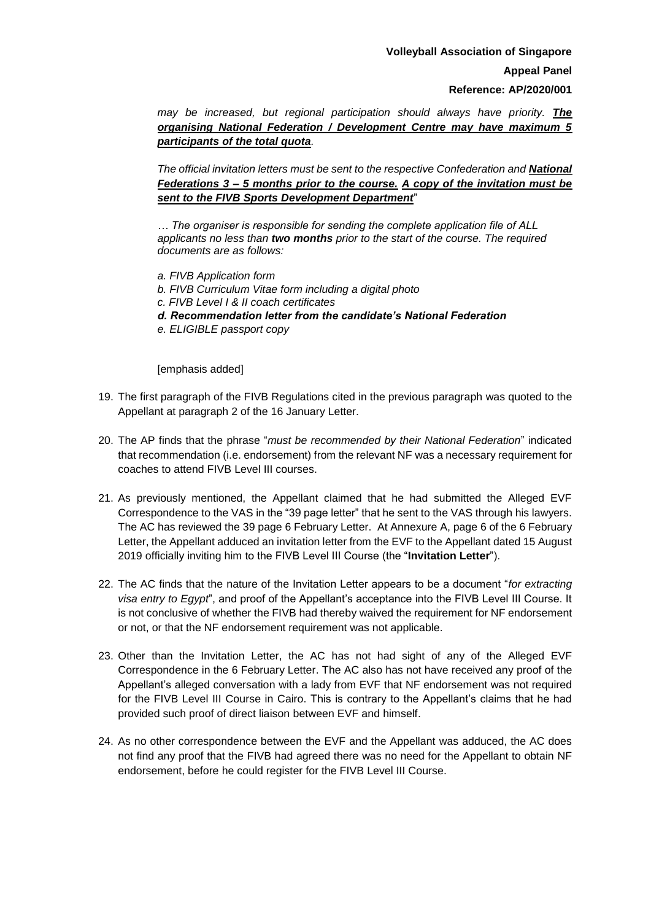*may be increased, but regional participation should always have priority.* ***The organising National Federation / Development Centre may have maximum 5 participants of the total quota.***

*The official invitation letters must be sent to the respective Confederation and* ***National Federations 3 – 5 months prior to the course.*** ***A copy of the invitation must be sent to the FIVB Sports Development Department***"

*… The organiser is responsible for sending the complete application file of ALL applicants no less than* ***two months*** *prior to the start of the course. The required documents are as follows:*

*a. FIVB Application form*
*b. FIVB Curriculum Vitae form including a digital photo*
*c. FIVB Level I & II coach certificates*
***d. Recommendation letter from the candidate's National Federation***
*e. ELIGIBLE passport copy*

[emphasis added]

19. The first paragraph of the FIVB Regulations cited in the previous paragraph was quoted to the Appellant at paragraph 2 of the 16 January Letter.

20. The AP finds that the phrase "*must be recommended by their National Federation*" indicated that recommendation (i.e. endorsement) from the relevant NF was a necessary requirement for coaches to attend FIVB Level III courses.

21. As previously mentioned, the Appellant claimed that he had submitted the Alleged EVF Correspondence to the VAS in the "39 page letter" that he sent to the VAS through his lawyers. The AC has reviewed the 39 page 6 February Letter. At Annexure A, page 6 of the 6 February Letter, the Appellant adduced an invitation letter from the EVF to the Appellant dated 15 August 2019 officially inviting him to the FIVB Level III Course (the "**Invitation Letter**").

22. The AC finds that the nature of the Invitation Letter appears to be a document "*for extracting visa entry to Egypt*", and proof of the Appellant's acceptance into the FIVB Level III Course. It is not conclusive of whether the FIVB had thereby waived the requirement for NF endorsement or not, or that the NF endorsement requirement was not applicable.

23. Other than the Invitation Letter, the AC has not had sight of any of the Alleged EVF Correspondence in the 6 February Letter. The AC also has not have received any proof of the Appellant's alleged conversation with a lady from EVF that NF endorsement was not required for the FIVB Level III Course in Cairo. This is contrary to the Appellant's claims that he had provided such proof of direct liaison between EVF and himself.

24. As no other correspondence between the EVF and the Appellant was adduced, the AC does not find any proof that the FIVB had agreed there was no need for the Appellant to obtain NF endorsement, before he could register for the FIVB Level III Course.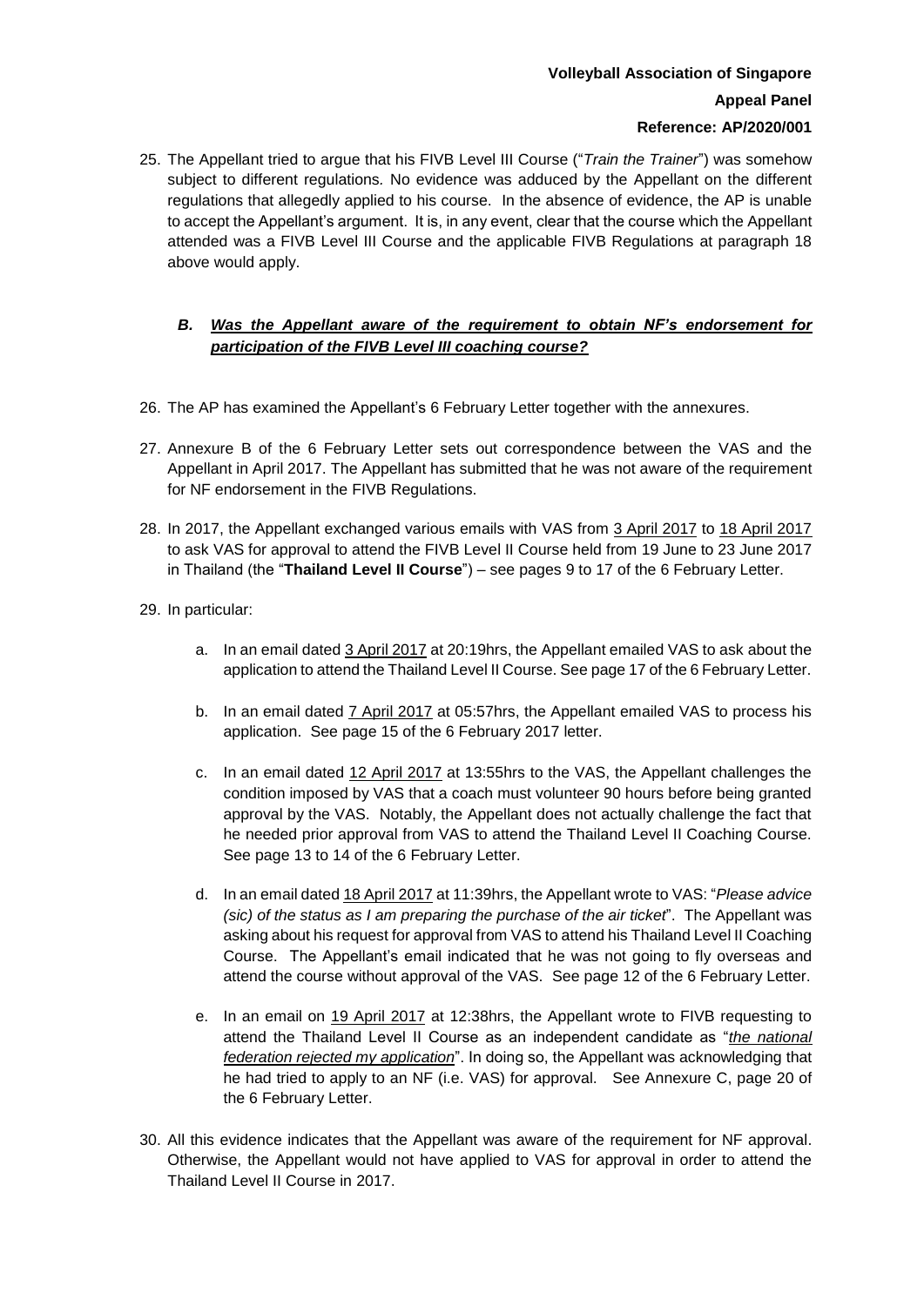25. The Appellant tried to argue that his FIVB Level III Course ("*Train the Trainer*") was somehow subject to different regulations. No evidence was adduced by the Appellant on the different regulations that allegedly applied to his course. In the absence of evidence, the AP is unable to accept the Appellant's argument. It is, in any event, clear that the course which the Appellant attended was a FIVB Level III Course and the applicable FIVB Regulations at paragraph 18 above would apply.

### *B. Was the Appellant aware of the requirement to obtain NF's endorsement for participation of the FIVB Level III coaching course?*

26. The AP has examined the Appellant's 6 February Letter together with the annexures.

27. Annexure B of the 6 February Letter sets out correspondence between the VAS and the Appellant in April 2017. The Appellant has submitted that he was not aware of the requirement for NF endorsement in the FIVB Regulations.

28. In 2017, the Appellant exchanged various emails with VAS from 3 April 2017 to 18 April 2017 to ask VAS for approval to attend the FIVB Level II Course held from 19 June to 23 June 2017 in Thailand (the "**Thailand Level II Course**") – see pages 9 to 17 of the 6 February Letter.

29. In particular:

    a. In an email dated 3 April 2017 at 20:19hrs, the Appellant emailed VAS to ask about the application to attend the Thailand Level II Course. See page 17 of the 6 February Letter.

    b. In an email dated 7 April 2017 at 05:57hrs, the Appellant emailed VAS to process his application. See page 15 of the 6 February 2017 letter.

    c. In an email dated 12 April 2017 at 13:55hrs to the VAS, the Appellant challenges the condition imposed by VAS that a coach must volunteer 90 hours before being granted approval by the VAS. Notably, the Appellant does not actually challenge the fact that he needed prior approval from VAS to attend the Thailand Level II Coaching Course. See page 13 to 14 of the 6 February Letter.

    d. In an email dated 18 April 2017 at 11:39hrs, the Appellant wrote to VAS: "*Please advice (sic) of the status as I am preparing the purchase of the air ticket*". The Appellant was asking about his request for approval from VAS to attend his Thailand Level II Coaching Course. The Appellant's email indicated that he was not going to fly overseas and attend the course without approval of the VAS. See page 12 of the 6 February Letter.

    e. In an email on 19 April 2017 at 12:38hrs, the Appellant wrote to FIVB requesting to attend the Thailand Level II Course as an independent candidate as "*the national federation rejected my application*". In doing so, the Appellant was acknowledging that he had tried to apply to an NF (i.e. VAS) for approval. See Annexure C, page 20 of the 6 February Letter.

30. All this evidence indicates that the Appellant was aware of the requirement for NF approval. Otherwise, the Appellant would not have applied to VAS for approval in order to attend the Thailand Level II Course in 2017.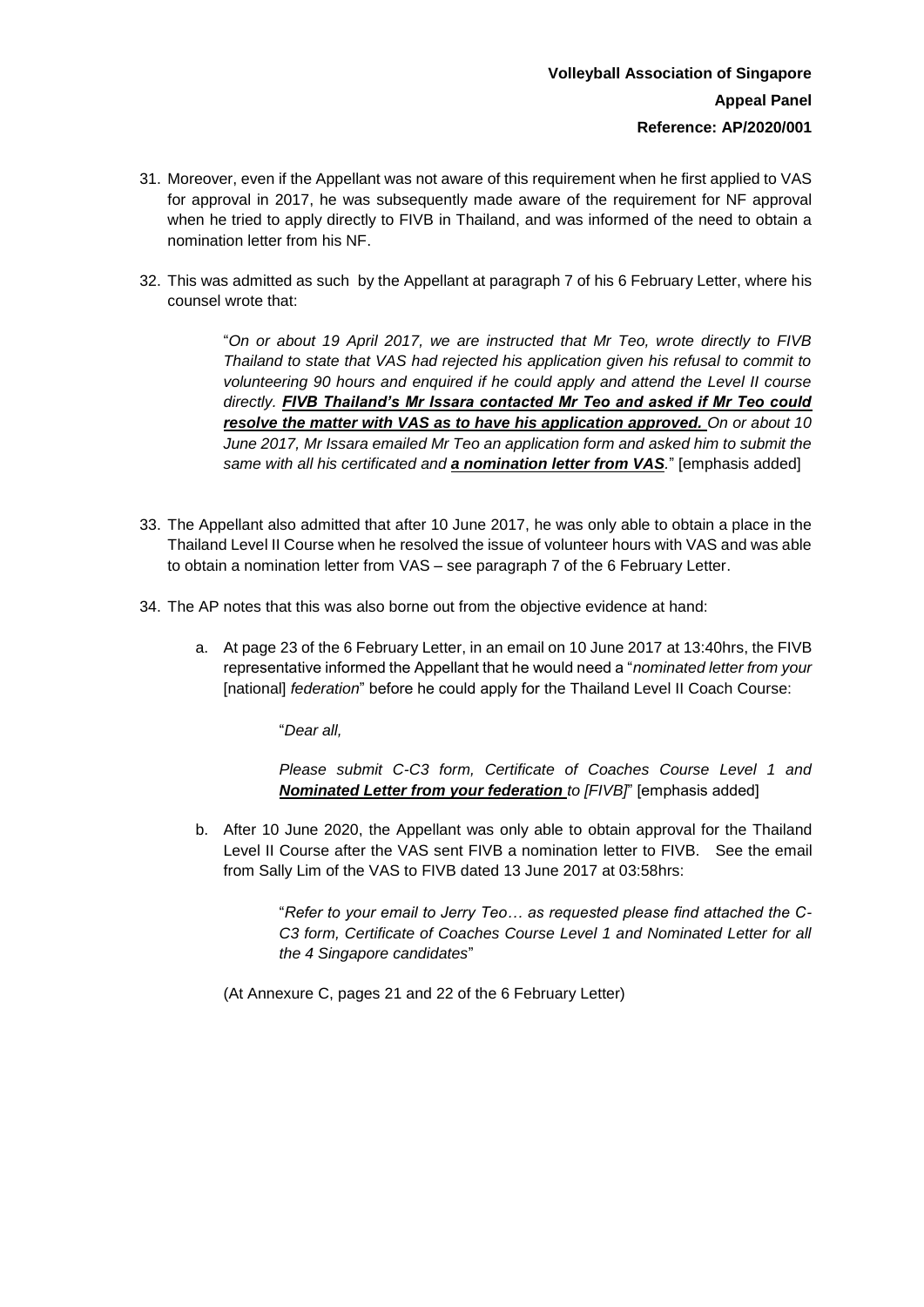**Volleyball Association of Singapore**

**Appeal Panel**

**Reference: AP/2020/001**

31. Moreover, even if the Appellant was not aware of this requirement when he first applied to VAS for approval in 2017, he was subsequently made aware of the requirement for NF approval when he tried to apply directly to FIVB in Thailand, and was informed of the need to obtain a nomination letter from his NF.

32. This was admitted as such by the Appellant at paragraph 7 of his 6 February Letter, where his counsel wrote that:

    > "*On or about 19 April 2017, we are instructed that Mr Teo, wrote directly to FIVB Thailand to state that VAS had rejected his application given his refusal to commit to volunteering 90 hours and enquired if he could apply and attend the Level II course directly. **FIVB Thailand's Mr Issara contacted Mr Teo and asked if Mr Teo could resolve the matter with VAS as to have his application approved.** On or about 10 June 2017, Mr Issara emailed Mr Teo an application form and asked him to submit the same with all his certificated and **a nomination letter from VAS**.*" [emphasis added]

33. The Appellant also admitted that after 10 June 2017, he was only able to obtain a place in the Thailand Level II Course when he resolved the issue of volunteer hours with VAS and was able to obtain a nomination letter from VAS – see paragraph 7 of the 6 February Letter.

34. The AP notes that this was also borne out from the objective evidence at hand:

    a. At page 23 of the 6 February Letter, in an email on 10 June 2017 at 13:40hrs, the FIVB representative informed the Appellant that he would need a "*nominated letter from your* [national] *federation*" before he could apply for the Thailand Level II Coach Course:

    > "*Dear all,*
    >
    > *Please submit C-C3 form, Certificate of Coaches Course Level 1 and **Nominated Letter from your federation** to [FIVB]*" [emphasis added]

    b. After 10 June 2020, the Appellant was only able to obtain approval for the Thailand Level II Course after the VAS sent FIVB a nomination letter to FIVB. See the email from Sally Lim of the VAS to FIVB dated 13 June 2017 at 03:58hrs:

    > "*Refer to your email to Jerry Teo… as requested please find attached the C-C3 form, Certificate of Coaches Course Level 1 and Nominated Letter for all the 4 Singapore candidates*"

    (At Annexure C, pages 21 and 22 of the 6 February Letter)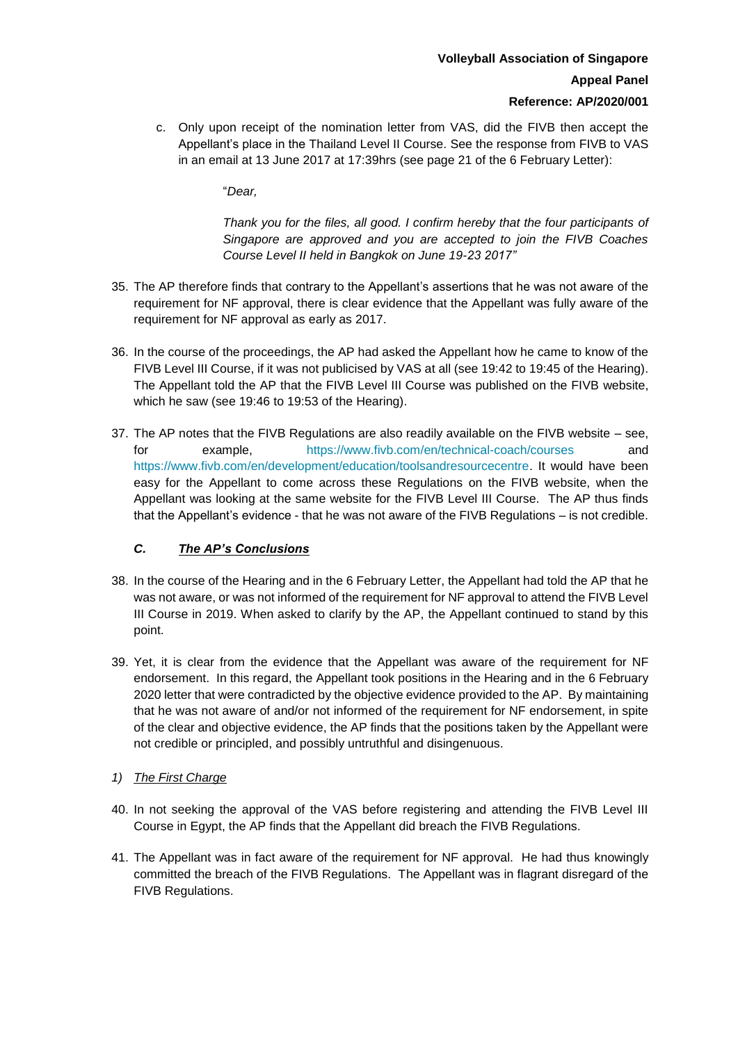c. Only upon receipt of the nomination letter from VAS, did the FIVB then accept the Appellant's place in the Thailand Level II Course. See the response from FIVB to VAS in an email at 13 June 2017 at 17:39hrs (see page 21 of the 6 February Letter):

> "*Dear,*
>
> *Thank you for the files, all good. I confirm hereby that the four participants of Singapore are approved and you are accepted to join the FIVB Coaches Course Level II held in Bangkok on June 19-23 2017"*

35. The AP therefore finds that contrary to the Appellant's assertions that he was not aware of the requirement for NF approval, there is clear evidence that the Appellant was fully aware of the requirement for NF approval as early as 2017.

36. In the course of the proceedings, the AP had asked the Appellant how he came to know of the FIVB Level III Course, if it was not publicised by VAS at all (see 19:42 to 19:45 of the Hearing). The Appellant told the AP that the FIVB Level III Course was published on the FIVB website, which he saw (see 19:46 to 19:53 of the Hearing).

37. The AP notes that the FIVB Regulations are also readily available on the FIVB website – see, for example, https://www.fivb.com/en/technical-coach/courses and https://www.fivb.com/en/development/education/toolsandresourcecentre. It would have been easy for the Appellant to come across these Regulations on the FIVB website, when the Appellant was looking at the same website for the FIVB Level III Course. The AP thus finds that the Appellant's evidence - that he was not aware of the FIVB Regulations – is not credible.

### *C. The AP's Conclusions*

38. In the course of the Hearing and in the 6 February Letter, the Appellant had told the AP that he was not aware, or was not informed of the requirement for NF approval to attend the FIVB Level III Course in 2019. When asked to clarify by the AP, the Appellant continued to stand by this point.

39. Yet, it is clear from the evidence that the Appellant was aware of the requirement for NF endorsement. In this regard, the Appellant took positions in the Hearing and in the 6 February 2020 letter that were contradicted by the objective evidence provided to the AP. By maintaining that he was not aware of and/or not informed of the requirement for NF endorsement, in spite of the clear and objective evidence, the AP finds that the positions taken by the Appellant were not credible or principled, and possibly untruthful and disingenuous.

*1) The First Charge*

40. In not seeking the approval of the VAS before registering and attending the FIVB Level III Course in Egypt, the AP finds that the Appellant did breach the FIVB Regulations.

41. The Appellant was in fact aware of the requirement for NF approval. He had thus knowingly committed the breach of the FIVB Regulations. The Appellant was in flagrant disregard of the FIVB Regulations.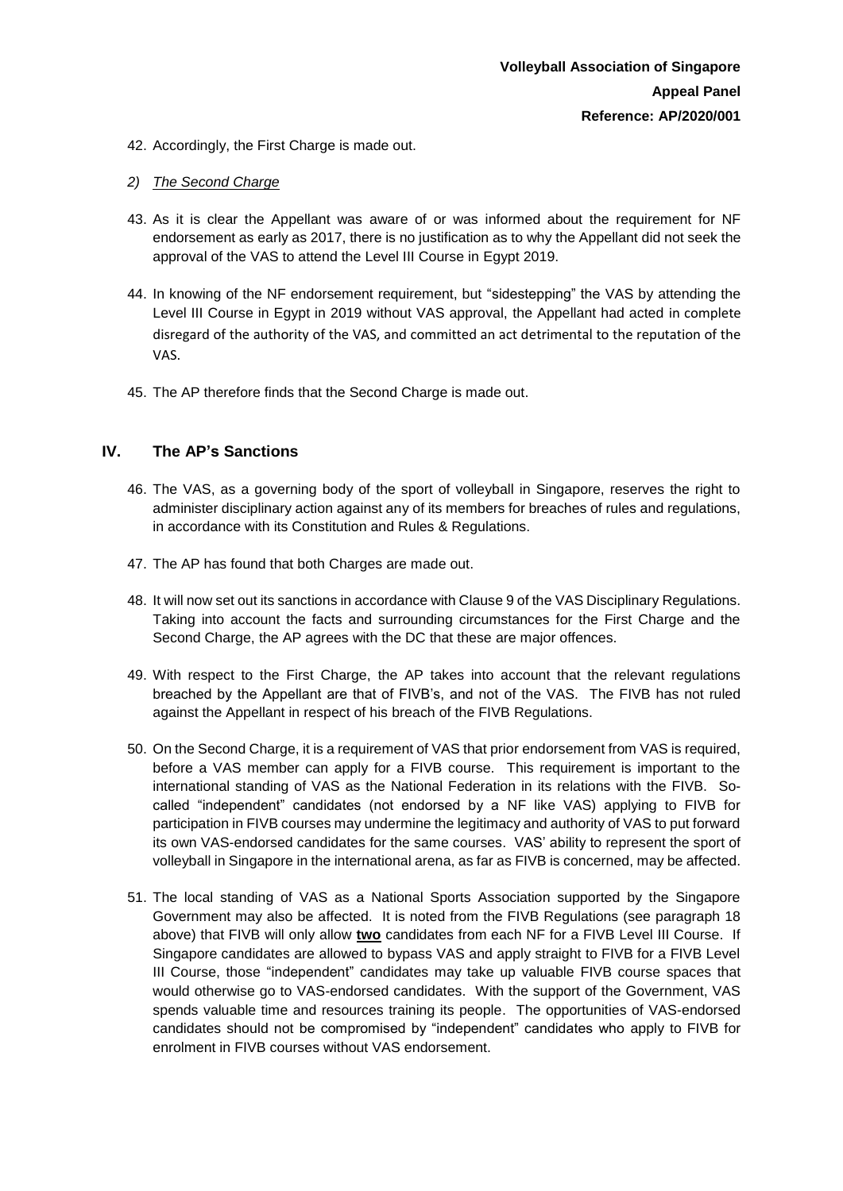42. Accordingly, the First Charge is made out.

*2) The Second Charge*

43. As it is clear the Appellant was aware of or was informed about the requirement for NF endorsement as early as 2017, there is no justification as to why the Appellant did not seek the approval of the VAS to attend the Level III Course in Egypt 2019.

44. In knowing of the NF endorsement requirement, but "sidestepping" the VAS by attending the Level III Course in Egypt in 2019 without VAS approval, the Appellant had acted in complete disregard of the authority of the VAS, and committed an act detrimental to the reputation of the VAS.

45. The AP therefore finds that the Second Charge is made out.

## IV. The AP's Sanctions

46. The VAS, as a governing body of the sport of volleyball in Singapore, reserves the right to administer disciplinary action against any of its members for breaches of rules and regulations, in accordance with its Constitution and Rules & Regulations.

47. The AP has found that both Charges are made out.

48. It will now set out its sanctions in accordance with Clause 9 of the VAS Disciplinary Regulations. Taking into account the facts and surrounding circumstances for the First Charge and the Second Charge, the AP agrees with the DC that these are major offences.

49. With respect to the First Charge, the AP takes into account that the relevant regulations breached by the Appellant are that of FIVB's, and not of the VAS. The FIVB has not ruled against the Appellant in respect of his breach of the FIVB Regulations.

50. On the Second Charge, it is a requirement of VAS that prior endorsement from VAS is required, before a VAS member can apply for a FIVB course. This requirement is important to the international standing of VAS as the National Federation in its relations with the FIVB. So-called "independent" candidates (not endorsed by a NF like VAS) applying to FIVB for participation in FIVB courses may undermine the legitimacy and authority of VAS to put forward its own VAS-endorsed candidates for the same courses. VAS' ability to represent the sport of volleyball in Singapore in the international arena, as far as FIVB is concerned, may be affected.

51. The local standing of VAS as a National Sports Association supported by the Singapore Government may also be affected. It is noted from the FIVB Regulations (see paragraph 18 above) that FIVB will only allow **two** candidates from each NF for a FIVB Level III Course. If Singapore candidates are allowed to bypass VAS and apply straight to FIVB for a FIVB Level III Course, those "independent" candidates may take up valuable FIVB course spaces that would otherwise go to VAS-endorsed candidates. With the support of the Government, VAS spends valuable time and resources training its people. The opportunities of VAS-endorsed candidates should not be compromised by "independent" candidates who apply to FIVB for enrolment in FIVB courses without VAS endorsement.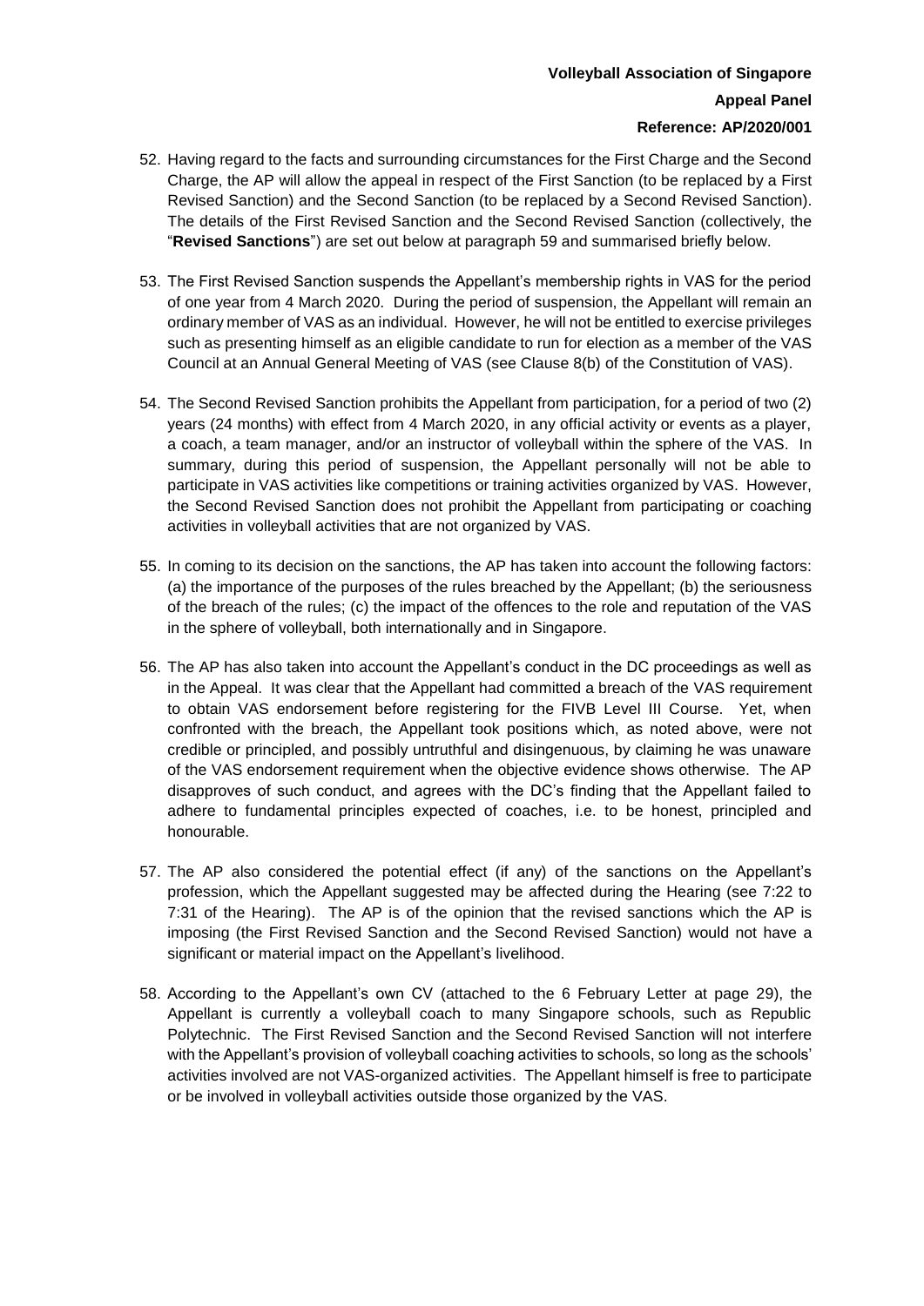52. Having regard to the facts and surrounding circumstances for the First Charge and the Second Charge, the AP will allow the appeal in respect of the First Sanction (to be replaced by a First Revised Sanction) and the Second Sanction (to be replaced by a Second Revised Sanction). The details of the First Revised Sanction and the Second Revised Sanction (collectively, the "**Revised Sanctions**") are set out below at paragraph 59 and summarised briefly below.

53. The First Revised Sanction suspends the Appellant's membership rights in VAS for the period of one year from 4 March 2020. During the period of suspension, the Appellant will remain an ordinary member of VAS as an individual. However, he will not be entitled to exercise privileges such as presenting himself as an eligible candidate to run for election as a member of the VAS Council at an Annual General Meeting of VAS (see Clause 8(b) of the Constitution of VAS).

54. The Second Revised Sanction prohibits the Appellant from participation, for a period of two (2) years (24 months) with effect from 4 March 2020, in any official activity or events as a player, a coach, a team manager, and/or an instructor of volleyball within the sphere of the VAS. In summary, during this period of suspension, the Appellant personally will not be able to participate in VAS activities like competitions or training activities organized by VAS. However, the Second Revised Sanction does not prohibit the Appellant from participating or coaching activities in volleyball activities that are not organized by VAS.

55. In coming to its decision on the sanctions, the AP has taken into account the following factors: (a) the importance of the purposes of the rules breached by the Appellant; (b) the seriousness of the breach of the rules; (c) the impact of the offences to the role and reputation of the VAS in the sphere of volleyball, both internationally and in Singapore.

56. The AP has also taken into account the Appellant's conduct in the DC proceedings as well as in the Appeal. It was clear that the Appellant had committed a breach of the VAS requirement to obtain VAS endorsement before registering for the FIVB Level III Course. Yet, when confronted with the breach, the Appellant took positions which, as noted above, were not credible or principled, and possibly untruthful and disingenuous, by claiming he was unaware of the VAS endorsement requirement when the objective evidence shows otherwise. The AP disapproves of such conduct, and agrees with the DC's finding that the Appellant failed to adhere to fundamental principles expected of coaches, i.e. to be honest, principled and honourable.

57. The AP also considered the potential effect (if any) of the sanctions on the Appellant's profession, which the Appellant suggested may be affected during the Hearing (see 7:22 to 7:31 of the Hearing). The AP is of the opinion that the revised sanctions which the AP is imposing (the First Revised Sanction and the Second Revised Sanction) would not have a significant or material impact on the Appellant's livelihood.

58. According to the Appellant's own CV (attached to the 6 February Letter at page 29), the Appellant is currently a volleyball coach to many Singapore schools, such as Republic Polytechnic. The First Revised Sanction and the Second Revised Sanction will not interfere with the Appellant's provision of volleyball coaching activities to schools, so long as the schools' activities involved are not VAS-organized activities. The Appellant himself is free to participate or be involved in volleyball activities outside those organized by the VAS.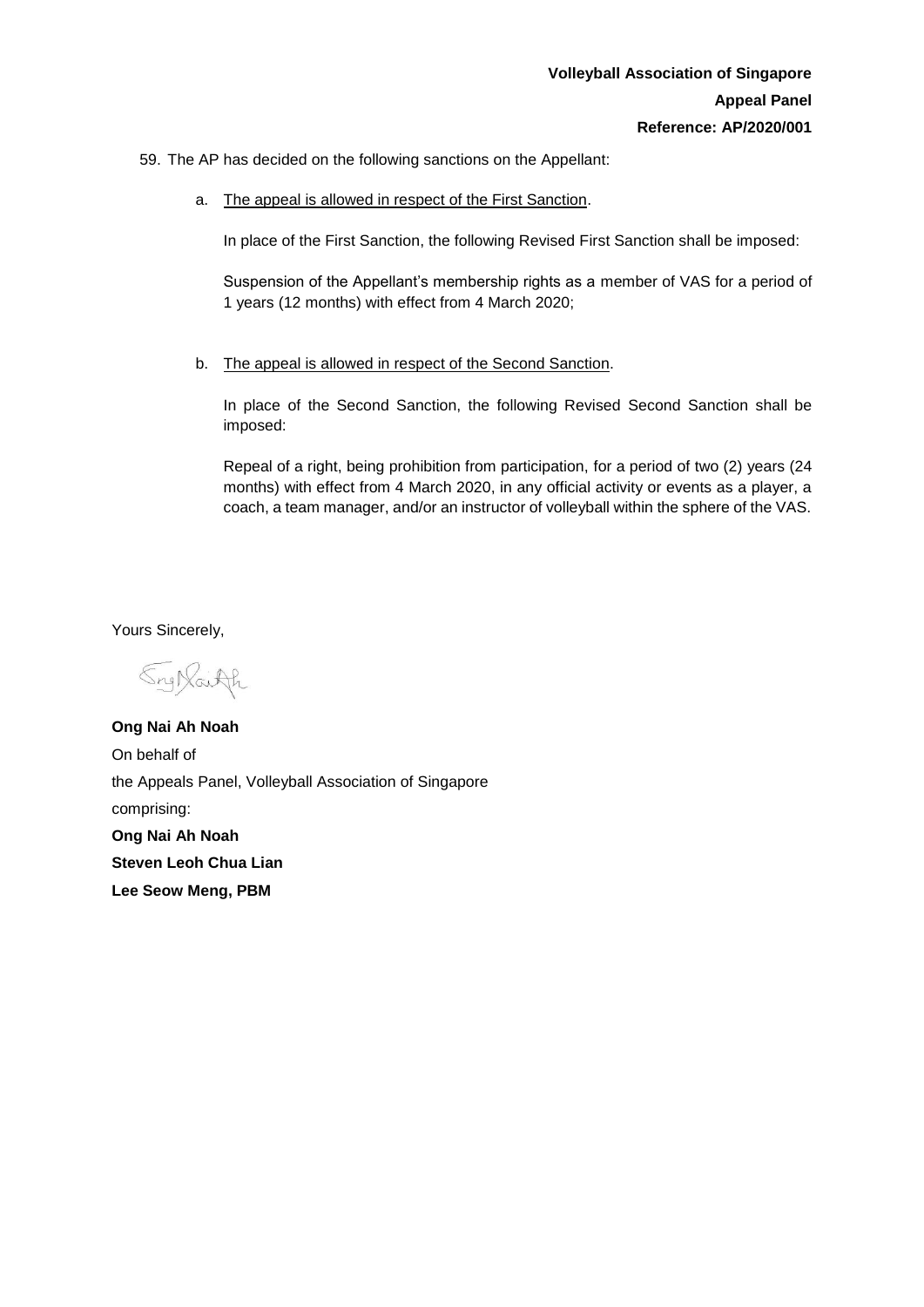59. The AP has decided on the following sanctions on the Appellant:

    a. The appeal is allowed in respect of the First Sanction.

       In place of the First Sanction, the following Revised First Sanction shall be imposed:

       Suspension of the Appellant's membership rights as a member of VAS for a period of 1 years (12 months) with effect from 4 March 2020;

    b. The appeal is allowed in respect of the Second Sanction.

       In place of the Second Sanction, the following Revised Second Sanction shall be imposed:

       Repeal of a right, being prohibition from participation, for a period of two (2) years (24 months) with effect from 4 March 2020, in any official activity or events as a player, a coach, a team manager, and/or an instructor of volleyball within the sphere of the VAS.

Yours Sincerely,

**Ong Nai Ah Noah**
On behalf of
the Appeals Panel, Volleyball Association of Singapore
comprising:
**Ong Nai Ah Noah**
**Steven Leoh Chua Lian**
**Lee Seow Meng, PBM**